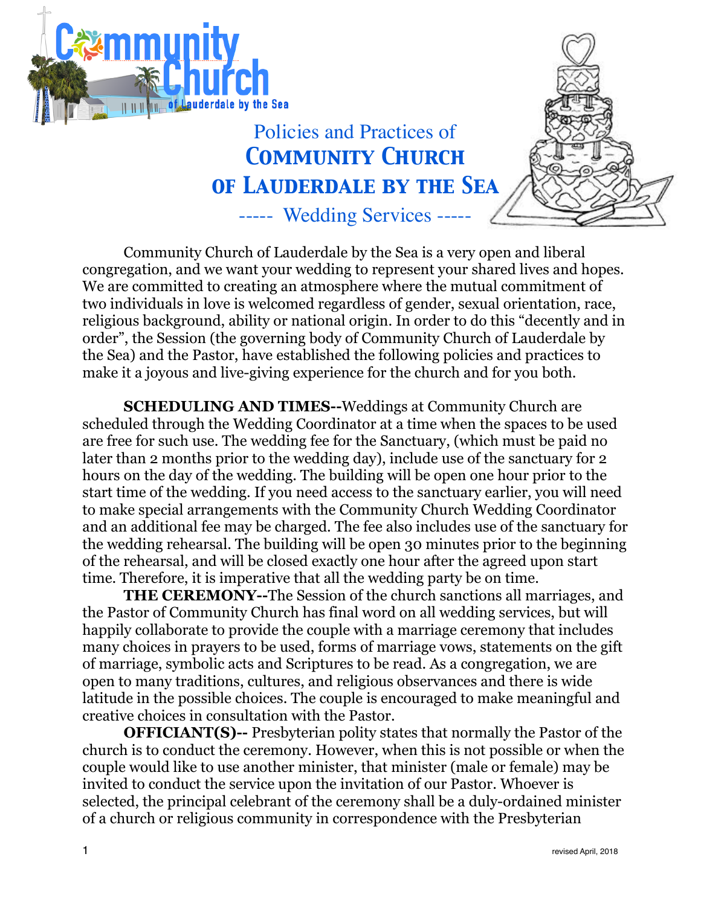# Policies and Practices of Community Church of Lauderdale by the Sea

## ----- Wedding Services -----

Community Church of Lauderdale by the Sea is a very open and liberal congregation, and we want your wedding to represent your shared lives and hopes. We are committed to creating an atmosphere where the mutual commitment of two individuals in love is welcomed regardless of gender, sexual orientation, race, religious background, ability or national origin. In order to do this "decently and in order", the Session (the governing body of Community Church of Lauderdale by the Sea) and the Pastor, have established the following policies and practices to make it a joyous and live-giving experience for the church and for you both.

**SCHEDULING AND TIMES--**Weddings at Community Church are scheduled through the Wedding Coordinator at a time when the spaces to be used are free for such use. The wedding fee for the Sanctuary, (which must be paid no later than 2 months prior to the wedding day), include use of the sanctuary for 2 hours on the day of the wedding. The building will be open one hour prior to the start time of the wedding. If you need access to the sanctuary earlier, you will need to make special arrangements with the Community Church Wedding Coordinator and an additional fee may be charged. The fee also includes use of the sanctuary for the wedding rehearsal. The building will be open 30 minutes prior to the beginning of the rehearsal, and will be closed exactly one hour after the agreed upon start time. Therefore, it is imperative that all the wedding party be on time.

**THE CEREMONY--**The Session of the church sanctions all marriages, and the Pastor of Community Church has final word on all wedding services, but will happily collaborate to provide the couple with a marriage ceremony that includes many choices in prayers to be used, forms of marriage vows, statements on the gift of marriage, symbolic acts and Scriptures to be read. As a congregation, we are open to many traditions, cultures, and religious observances and there is wide latitude in the possible choices. The couple is encouraged to make meaningful and creative choices in consultation with the Pastor.

**OFFICIANT(S)--** Presbyterian polity states that normally the Pastor of the church is to conduct the ceremony. However, when this is not possible or when the couple would like to use another minister, that minister (male or female) may be invited to conduct the service upon the invitation of our Pastor. Whoever is selected, the principal celebrant of the ceremony shall be a duly-ordained minister of a church or religious community in correspondence with the Presbyterian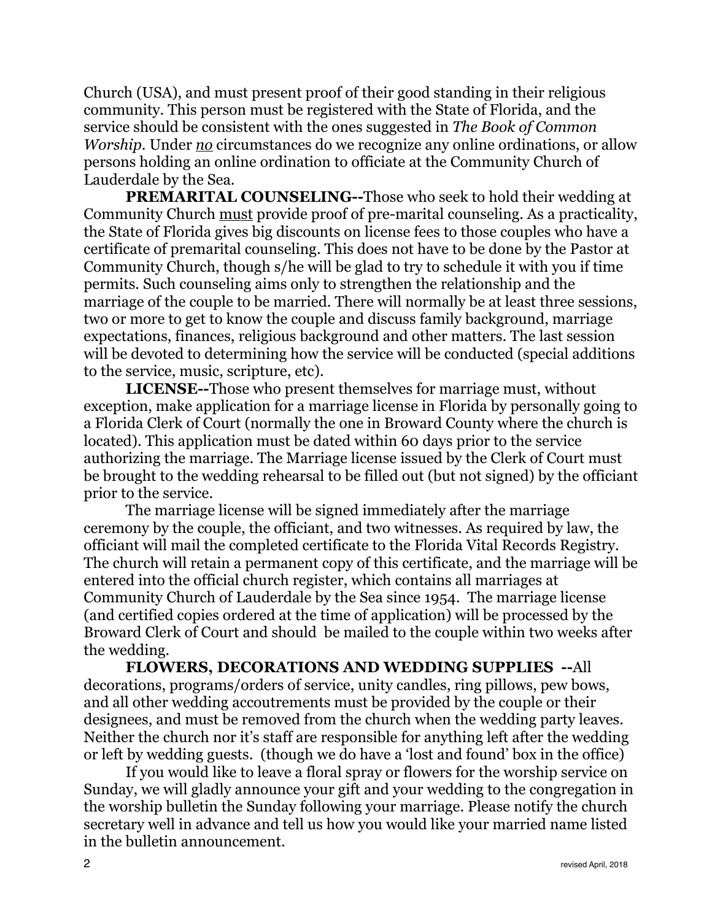Church (USA), and must present proof of their good standing in their religious community. This person must be registered with the State of Florida, and the service should be consistent with the ones suggested in *The Book of Common Worship*. Under ***no*** circumstances do we recognize any online ordinations, or allow persons holding an online ordination to officiate at the Community Church of Lauderdale by the Sea.

**PREMARITAL COUNSELING--**Those who seek to hold their wedding at Community Church must provide proof of pre-marital counseling. As a practicality, the State of Florida gives big discounts on license fees to those couples who have a certificate of premarital counseling. This does not have to be done by the Pastor at Community Church, though s/he will be glad to try to schedule it with you if time permits. Such counseling aims only to strengthen the relationship and the marriage of the couple to be married. There will normally be at least three sessions, two or more to get to know the couple and discuss family background, marriage expectations, finances, religious background and other matters. The last session will be devoted to determining how the service will be conducted (special additions to the service, music, scripture, etc).

**LICENSE--**Those who present themselves for marriage must, without exception, make application for a marriage license in Florida by personally going to a Florida Clerk of Court (normally the one in Broward County where the church is located). This application must be dated within 60 days prior to the service authorizing the marriage. The Marriage license issued by the Clerk of Court must be brought to the wedding rehearsal to be filled out (but not signed) by the officiant prior to the service.

The marriage license will be signed immediately after the marriage ceremony by the couple, the officiant, and two witnesses. As required by law, the officiant will mail the completed certificate to the Florida Vital Records Registry. The church will retain a permanent copy of this certificate, and the marriage will be entered into the official church register, which contains all marriages at Community Church of Lauderdale by the Sea since 1954. The marriage license (and certified copies ordered at the time of application) will be processed by the Broward Clerk of Court and should be mailed to the couple within two weeks after the wedding.

**FLOWERS, DECORATIONS AND WEDDING SUPPLIES --**All decorations, programs/orders of service, unity candles, ring pillows, pew bows, and all other wedding accoutrements must be provided by the couple or their designees, and must be removed from the church when the wedding party leaves. Neither the church nor it's staff are responsible for anything left after the wedding or left by wedding guests. (though we do have a 'lost and found' box in the office)

If you would like to leave a floral spray or flowers for the worship service on Sunday, we will gladly announce your gift and your wedding to the congregation in the worship bulletin the Sunday following your marriage. Please notify the church secretary well in advance and tell us how you would like your married name listed in the bulletin announcement.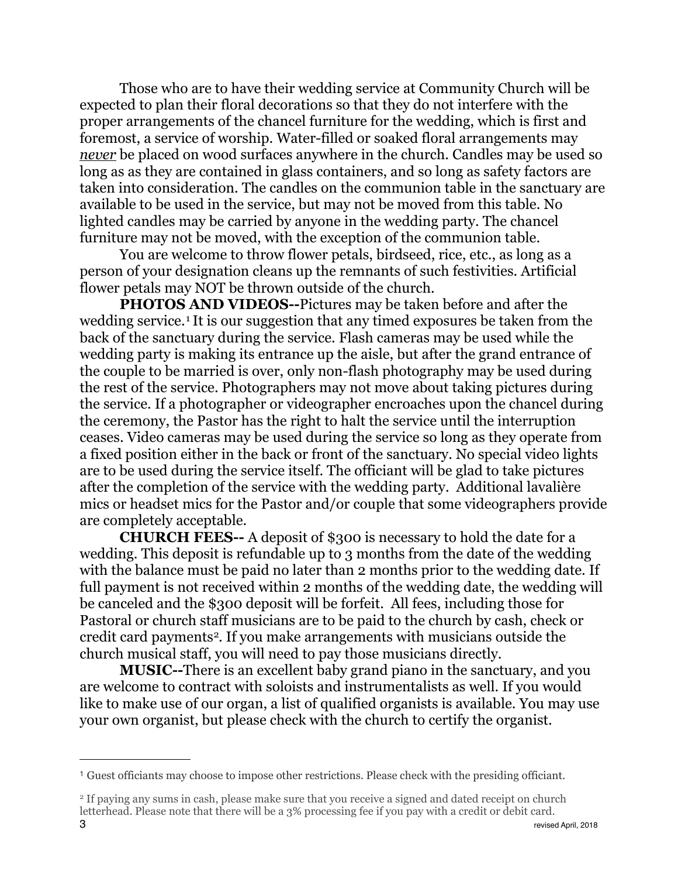Those who are to have their wedding service at Community Church will be expected to plan their floral decorations so that they do not interfere with the proper arrangements of the chancel furniture for the wedding, which is first and foremost, a service of worship. Water-filled or soaked floral arrangements may ***never*** be placed on wood surfaces anywhere in the church. Candles may be used so long as as they are contained in glass containers, and so long as safety factors are taken into consideration. The candles on the communion table in the sanctuary are available to be used in the service, but may not be moved from this table. No lighted candles may be carried by anyone in the wedding party. The chancel furniture may not be moved, with the exception of the communion table.

You are welcome to throw flower petals, birdseed, rice, etc., as long as a person of your designation cleans up the remnants of such festivities. Artificial flower petals may NOT be thrown outside of the church.

**PHOTOS AND VIDEOS--**Pictures may be taken before and after the wedding service.[1] It is our suggestion that any timed exposures be taken from the back of the sanctuary during the service. Flash cameras may be used while the wedding party is making its entrance up the aisle, but after the grand entrance of the couple to be married is over, only non-flash photography may be used during the rest of the service. Photographers may not move about taking pictures during the service. If a photographer or videographer encroaches upon the chancel during the ceremony, the Pastor has the right to halt the service until the interruption ceases. Video cameras may be used during the service so long as they operate from a fixed position either in the back or front of the sanctuary. No special video lights are to be used during the service itself. The officiant will be glad to take pictures after the completion of the service with the wedding party. Additional lavalière mics or headset mics for the Pastor and/or couple that some videographers provide are completely acceptable.

**CHURCH FEES--** A deposit of $300 is necessary to hold the date for a wedding. This deposit is refundable up to 3 months from the date of the wedding with the balance must be paid no later than 2 months prior to the wedding date. If full payment is not received within 2 months of the wedding date, the wedding will be canceled and the $300 deposit will be forfeit. All fees, including those for Pastoral or church staff musicians are to be paid to the church by cash, check or credit card payments[2]. If you make arrangements with musicians outside the church musical staff, you will need to pay those musicians directly.

**MUSIC--**There is an excellent baby grand piano in the sanctuary, and you are welcome to contract with soloists and instrumentalists as well. If you would like to make use of our organ, a list of qualified organists is available. You may use your own organist, but please check with the church to certify the organist.

---

[1] Guest officiants may choose to impose other restrictions. Please check with the presiding officiant.

[2] If paying any sums in cash, please make sure that you receive a signed and dated receipt on church letterhead. Please note that there will be a 3% processing fee if you pay with a credit or debit card.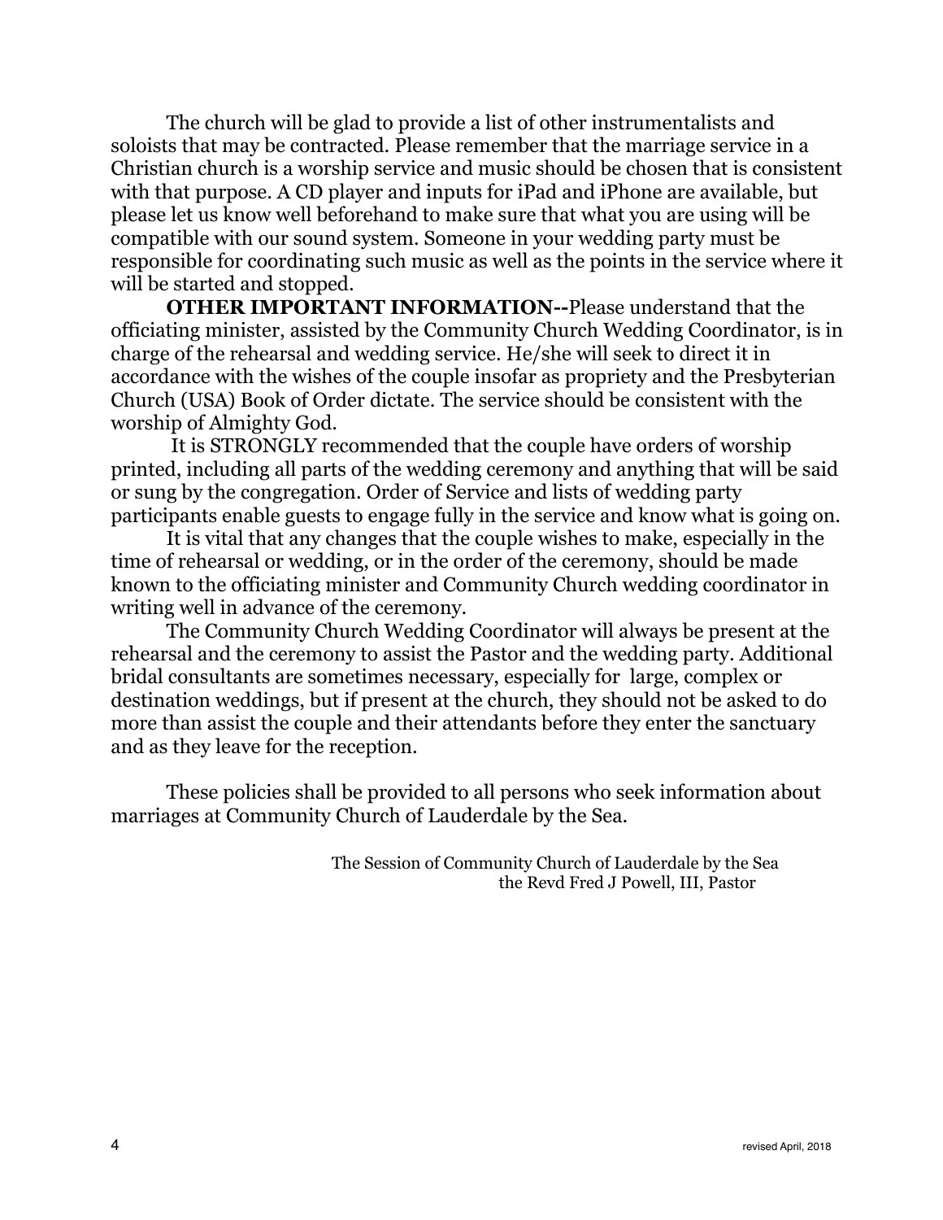The church will be glad to provide a list of other instrumentalists and soloists that may be contracted. Please remember that the marriage service in a Christian church is a worship service and music should be chosen that is consistent with that purpose. A CD player and inputs for iPad and iPhone are available, but please let us know well beforehand to make sure that what you are using will be compatible with our sound system. Someone in your wedding party must be responsible for coordinating such music as well as the points in the service where it will be started and stopped.

**OTHER IMPORTANT INFORMATION--**Please understand that the officiating minister, assisted by the Community Church Wedding Coordinator, is in charge of the rehearsal and wedding service. He/she will seek to direct it in accordance with the wishes of the couple insofar as propriety and the Presbyterian Church (USA) Book of Order dictate. The service should be consistent with the worship of Almighty God.

It is STRONGLY recommended that the couple have orders of worship printed, including all parts of the wedding ceremony and anything that will be said or sung by the congregation. Order of Service and lists of wedding party participants enable guests to engage fully in the service and know what is going on.

It is vital that any changes that the couple wishes to make, especially in the time of rehearsal or wedding, or in the order of the ceremony, should be made known to the officiating minister and Community Church wedding coordinator in writing well in advance of the ceremony.

The Community Church Wedding Coordinator will always be present at the rehearsal and the ceremony to assist the Pastor and the wedding party. Additional bridal consultants are sometimes necessary, especially for large, complex or destination weddings, but if present at the church, they should not be asked to do more than assist the couple and their attendants before they enter the sanctuary and as they leave for the reception.

These policies shall be provided to all persons who seek information about marriages at Community Church of Lauderdale by the Sea.

The Session of Community Church of Lauderdale by the Sea
the Revd Fred J Powell, III, Pastor

revised April, 2018